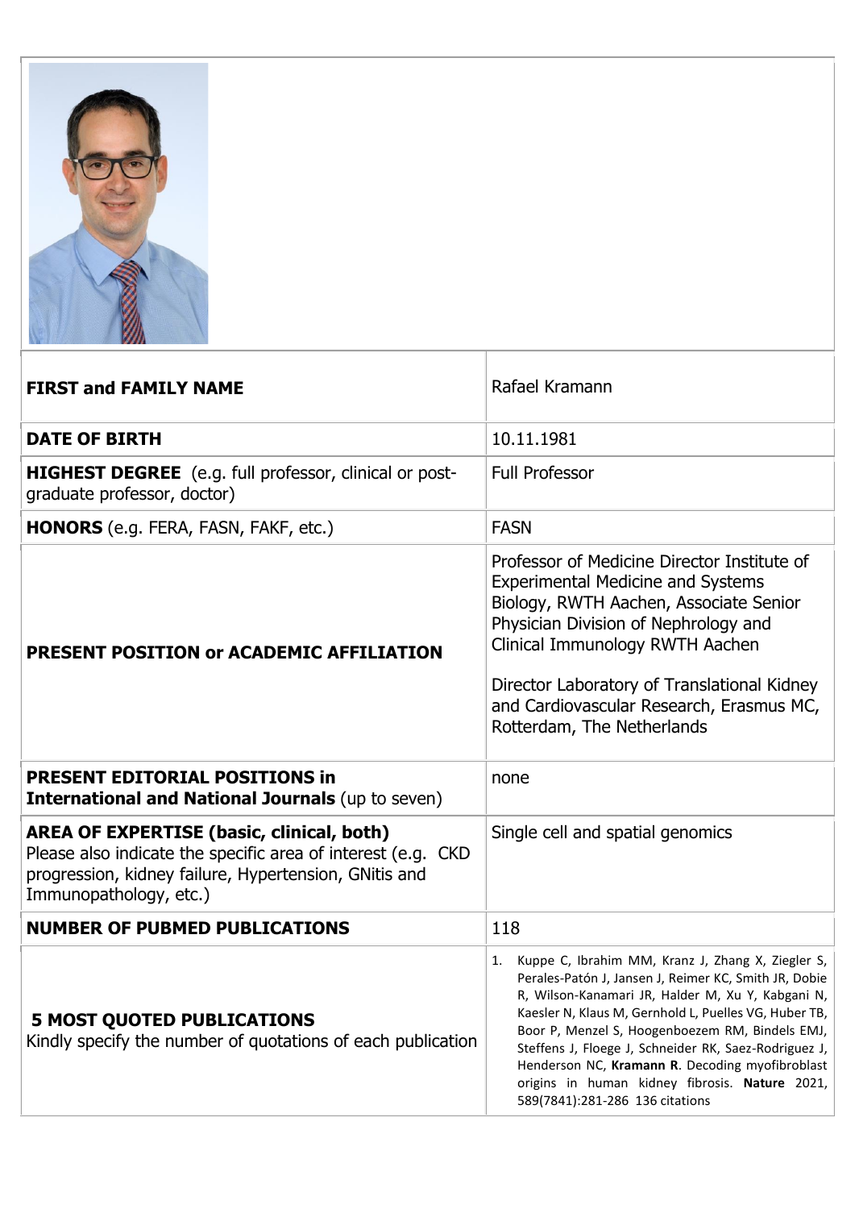| | |
|---|---|
| **FIRST and FAMILY NAME** | Rafael Kramann |
| **DATE OF BIRTH** | 10.11.1981 |
| **HIGHEST DEGREE** (e.g. full professor, clinical or post-graduate professor, doctor) | Full Professor |
| **HONORS** (e.g. FERA, FASN, FAKF, etc.) | FASN |
| **PRESENT POSITION or ACADEMIC AFFILIATION** | Professor of Medicine Director Institute of Experimental Medicine and Systems Biology, RWTH Aachen, Associate Senior Physician Division of Nephrology and Clinical Immunology RWTH Aachen<br><br>Director Laboratory of Translational Kidney and Cardiovascular Research, Erasmus MC, Rotterdam, The Netherlands |
| **PRESENT EDITORIAL POSITIONS in International and National Journals** (up to seven) | none |
| **AREA OF EXPERTISE (basic, clinical, both)** Please also indicate the specific area of interest (e.g. CKD progression, kidney failure, Hypertension, GNitis and Immunopathology, etc.) | Single cell and spatial genomics |
| **NUMBER OF PUBMED PUBLICATIONS** | 118 |
| **5 MOST QUOTED PUBLICATIONS** Kindly specify the number of quotations of each publication | 1. Kuppe C, Ibrahim MM, Kranz J, Zhang X, Ziegler S, Perales-Patón J, Jansen J, Reimer KC, Smith JR, Dobie R, Wilson-Kanamari JR, Halder M, Xu Y, Kabgani N, Kaesler N, Klaus M, Gernhold L, Puelles VG, Huber TB, Boor P, Menzel S, Hoogenboezem RM, Bindels EMJ, Steffens J, Floege J, Schneider RK, Saez-Rodriguez J, Henderson NC, **Kramann R**. Decoding myofibroblast origins in human kidney fibrosis. **Nature** 2021, 589(7841):281-286 136 citations |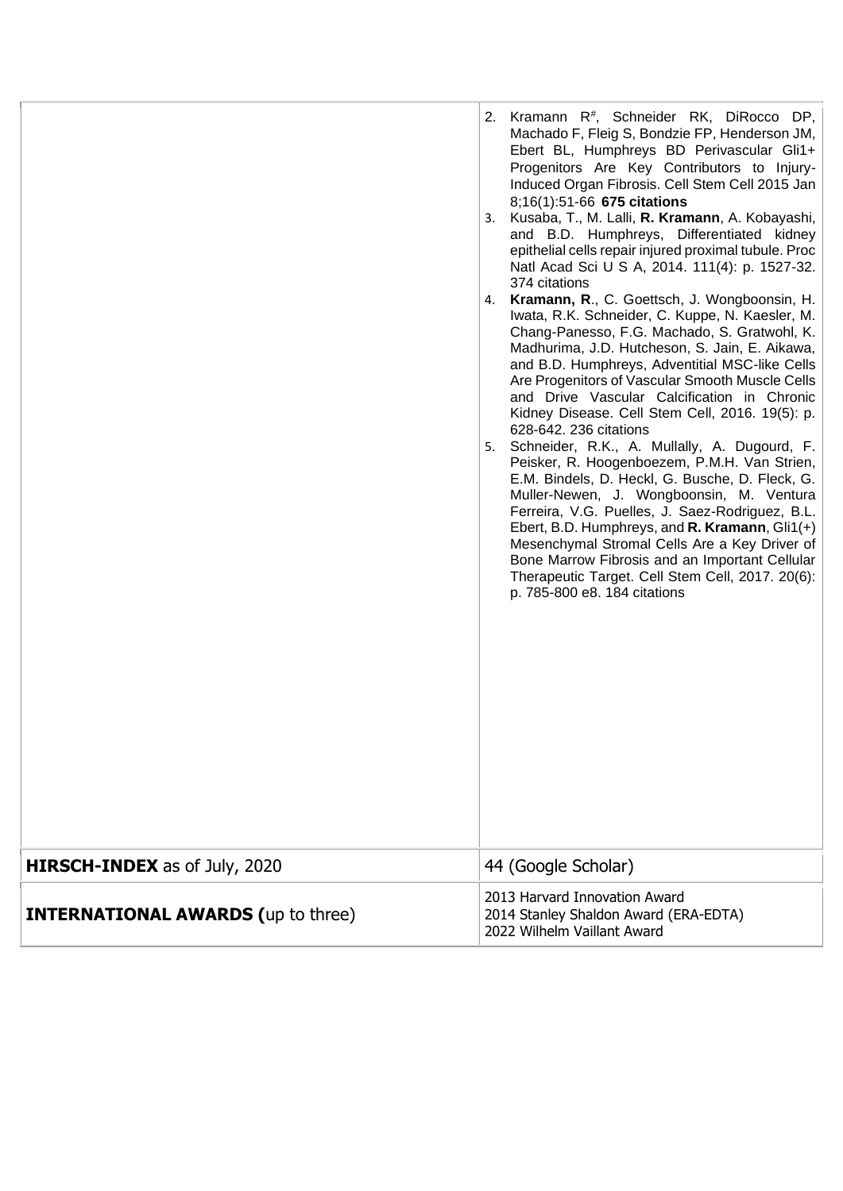| | |
|---|---|
| | 2. Kramann R[#], Schneider RK, DiRocco DP, Machado F, Fleig S, Bondzie FP, Henderson JM, Ebert BL, Humphreys BD Perivascular Gli1+ Progenitors Are Key Contributors to Injury-Induced Organ Fibrosis. Cell Stem Cell 2015 Jan 8;16(1):51-66 **675 citations**<br>3. Kusaba, T., M. Lalli, **R. Kramann**, A. Kobayashi, and B.D. Humphreys, Differentiated kidney epithelial cells repair injured proximal tubule. Proc Natl Acad Sci U S A, 2014. 111(4): p. 1527-32. 374 citations<br>4. **Kramann, R**., C. Goettsch, J. Wongboonsin, H. Iwata, R.K. Schneider, C. Kuppe, N. Kaesler, M. Chang-Panesso, F.G. Machado, S. Gratwohl, K. Madhurima, J.D. Hutcheson, S. Jain, E. Aikawa, and B.D. Humphreys, Adventitial MSC-like Cells Are Progenitors of Vascular Smooth Muscle Cells and Drive Vascular Calcification in Chronic Kidney Disease. Cell Stem Cell, 2016. 19(5): p. 628-642. 236 citations<br>5. Schneider, R.K., A. Mullally, A. Dugourd, F. Peisker, R. Hoogenboezem, P.M.H. Van Strien, E.M. Bindels, D. Heckl, G. Busche, D. Fleck, G. Muller-Newen, J. Wongboonsin, M. Ventura Ferreira, V.G. Puelles, J. Saez-Rodriguez, B.L. Ebert, B.D. Humphreys, and **R. Kramann**, Gli1(+) Mesenchymal Stromal Cells Are a Key Driver of Bone Marrow Fibrosis and an Important Cellular Therapeutic Target. Cell Stem Cell, 2017. 20(6): p. 785-800 e8. 184 citations |
| **HIRSCH-INDEX** as of July, 2020 | 44 (Google Scholar) |
| **INTERNATIONAL AWARDS (**up to three) | 2013 Harvard Innovation Award<br>2014 Stanley Shaldon Award (ERA-EDTA)<br>2022 Wilhelm Vaillant Award |